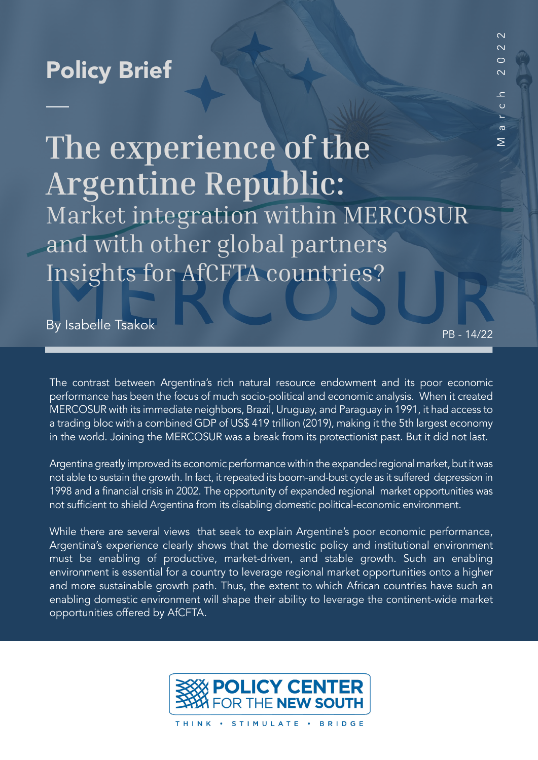Policy Brief

March 2022

# The experience of the Argentine Republic:

## Market integration within MERCOSUR and with other global partners Insights for AfCFTA countries?

By Isabelle Tsakok

PB - 14/22

The contrast between Argentina's rich natural resource endowment and its poor economic performance has been the focus of much socio-political and economic analysis. When it created MERCOSUR with its immediate neighbors, Brazil, Uruguay, and Paraguay in 1991, it had access to a trading bloc with a combined GDP of US$ 419 trillion (2019), making it the 5th largest economy in the world. Joining the MERCOSUR was a break from its protectionist past. But it did not last.

Argentina greatly improved its economic performance within the expanded regional market, but it was not able to sustain the growth. In fact, it repeated its boom-and-bust cycle as it suffered depression in 1998 and a financial crisis in 2002. The opportunity of expanded regional market opportunities was not sufficient to shield Argentina from its disabling domestic political-economic environment.

While there are several views that seek to explain Argentine's poor economic performance, Argentina's experience clearly shows that the domestic policy and institutional environment must be enabling of productive, market-driven, and stable growth. Such an enabling environment is essential for a country to leverage regional market opportunities onto a higher and more sustainable growth path. Thus, the extent to which African countries have such an enabling domestic environment will shape their ability to leverage the continent-wide market opportunities offered by AfCFTA.

POLICY CENTER FOR THE NEW SOUTH

THINK • STIMULATE • BRIDGE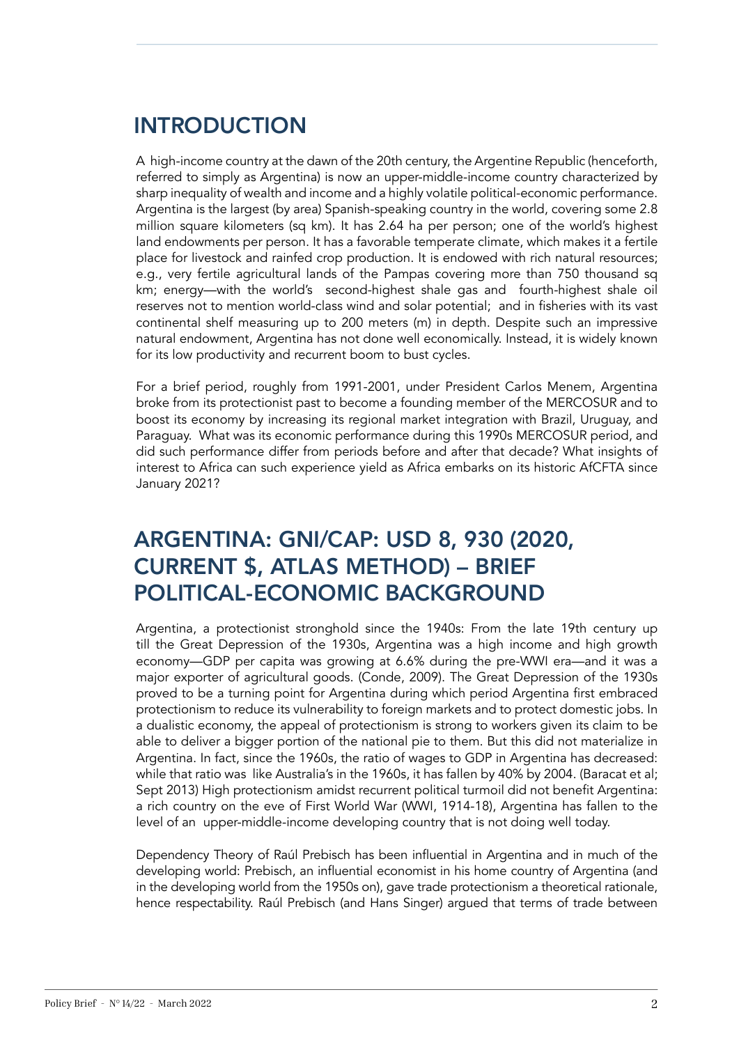## INTRODUCTION

A high-income country at the dawn of the 20th century, the Argentine Republic (henceforth, referred to simply as Argentina) is now an upper-middle-income country characterized by sharp inequality of wealth and income and a highly volatile political-economic performance. Argentina is the largest (by area) Spanish-speaking country in the world, covering some 2.8 million square kilometers (sq km). It has 2.64 ha per person; one of the world's highest land endowments per person. It has a favorable temperate climate, which makes it a fertile place for livestock and rainfed crop production. It is endowed with rich natural resources; e.g., very fertile agricultural lands of the Pampas covering more than 750 thousand sq km; energy—with the world's second-highest shale gas and fourth-highest shale oil reserves not to mention world-class wind and solar potential; and in fisheries with its vast continental shelf measuring up to 200 meters (m) in depth. Despite such an impressive natural endowment, Argentina has not done well economically. Instead, it is widely known for its low productivity and recurrent boom to bust cycles.

For a brief period, roughly from 1991-2001, under President Carlos Menem, Argentina broke from its protectionist past to become a founding member of the MERCOSUR and to boost its economy by increasing its regional market integration with Brazil, Uruguay, and Paraguay. What was its economic performance during this 1990s MERCOSUR period, and did such performance differ from periods before and after that decade? What insights of interest to Africa can such experience yield as Africa embarks on its historic AfCFTA since January 2021?

## ARGENTINA: GNI/CAP: USD 8, 930 (2020, CURRENT $, ATLAS METHOD) – BRIEF POLITICAL-ECONOMIC BACKGROUND

Argentina, a protectionist stronghold since the 1940s: From the late 19th century up till the Great Depression of the 1930s, Argentina was a high income and high growth economy—GDP per capita was growing at 6.6% during the pre-WWI era—and it was a major exporter of agricultural goods. (Conde, 2009). The Great Depression of the 1930s proved to be a turning point for Argentina during which period Argentina first embraced protectionism to reduce its vulnerability to foreign markets and to protect domestic jobs. In a dualistic economy, the appeal of protectionism is strong to workers given its claim to be able to deliver a bigger portion of the national pie to them. But this did not materialize in Argentina. In fact, since the 1960s, the ratio of wages to GDP in Argentina has decreased: while that ratio was like Australia's in the 1960s, it has fallen by 40% by 2004. (Baracat et al; Sept 2013) High protectionism amidst recurrent political turmoil did not benefit Argentina: a rich country on the eve of First World War (WWI, 1914-18), Argentina has fallen to the level of an upper-middle-income developing country that is not doing well today.

Dependency Theory of Raúl Prebisch has been influential in Argentina and in much of the developing world: Prebisch, an influential economist in his home country of Argentina (and in the developing world from the 1950s on), gave trade protectionism a theoretical rationale, hence respectability. Raúl Prebisch (and Hans Singer) argued that terms of trade between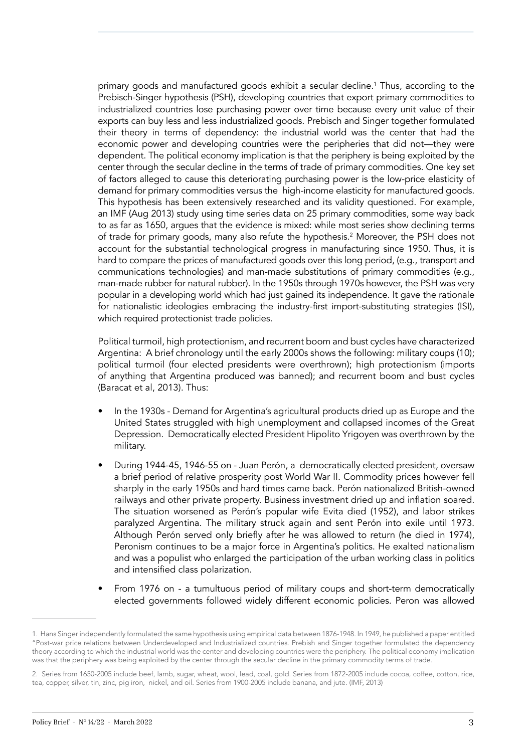primary goods and manufactured goods exhibit a secular decline.[1] Thus, according to the Prebisch-Singer hypothesis (PSH), developing countries that export primary commodities to industrialized countries lose purchasing power over time because every unit value of their exports can buy less and less industrialized goods. Prebisch and Singer together formulated their theory in terms of dependency: the industrial world was the center that had the economic power and developing countries were the peripheries that did not—they were dependent. The political economy implication is that the periphery is being exploited by the center through the secular decline in the terms of trade of primary commodities. One key set of factors alleged to cause this deteriorating purchasing power is the low-price elasticity of demand for primary commodities versus the high-income elasticity for manufactured goods. This hypothesis has been extensively researched and its validity questioned. For example, an IMF (Aug 2013) study using time series data on 25 primary commodities, some way back to as far as 1650, argues that the evidence is mixed: while most series show declining terms of trade for primary goods, many also refute the hypothesis.[2] Moreover, the PSH does not account for the substantial technological progress in manufacturing since 1950. Thus, it is hard to compare the prices of manufactured goods over this long period, (e.g., transport and communications technologies) and man-made substitutions of primary commodities (e.g., man-made rubber for natural rubber). In the 1950s through 1970s however, the PSH was very popular in a developing world which had just gained its independence. It gave the rationale for nationalistic ideologies embracing the industry-first import-substituting strategies (ISI), which required protectionist trade policies.

Political turmoil, high protectionism, and recurrent boom and bust cycles have characterized Argentina: A brief chronology until the early 2000s shows the following: military coups (10); political turmoil (four elected presidents were overthrown); high protectionism (imports of anything that Argentina produced was banned); and recurrent boom and bust cycles (Baracat et al, 2013). Thus:

- In the 1930s - Demand for Argentina's agricultural products dried up as Europe and the United States struggled with high unemployment and collapsed incomes of the Great Depression. Democratically elected President Hipolito Yrigoyen was overthrown by the military.
- During 1944-45, 1946-55 on - Juan Perón, a democratically elected president, oversaw a brief period of relative prosperity post World War II. Commodity prices however fell sharply in the early 1950s and hard times came back. Perón nationalized British-owned railways and other private property. Business investment dried up and inflation soared. The situation worsened as Perón's popular wife Evita died (1952), and labor strikes paralyzed Argentina. The military struck again and sent Perón into exile until 1973. Although Perón served only briefly after he was allowed to return (he died in 1974), Peronism continues to be a major force in Argentina's politics. He exalted nationalism and was a populist who enlarged the participation of the urban working class in politics and intensified class polarization.
- From 1976 on - a tumultuous period of military coups and short-term democratically elected governments followed widely different economic policies. Peron was allowed

---

1. Hans Singer independently formulated the same hypothesis using empirical data between 1876-1948. In 1949, he published a paper entitled "Post-war price relations between Underdeveloped and Industrialized countries. Prebish and Singer together formulated the dependency theory according to which the industrial world was the center and developing countries were the periphery. The political economy implication was that the periphery was being exploited by the center through the secular decline in the primary commodity terms of trade.

2. Series from 1650-2005 include beef, lamb, sugar, wheat, wool, lead, coal, gold. Series from 1872-2005 include cocoa, coffee, cotton, rice, tea, copper, silver, tin, zinc, pig iron, nickel, and oil. Series from 1900-2005 include banana, and jute. (IMF, 2013)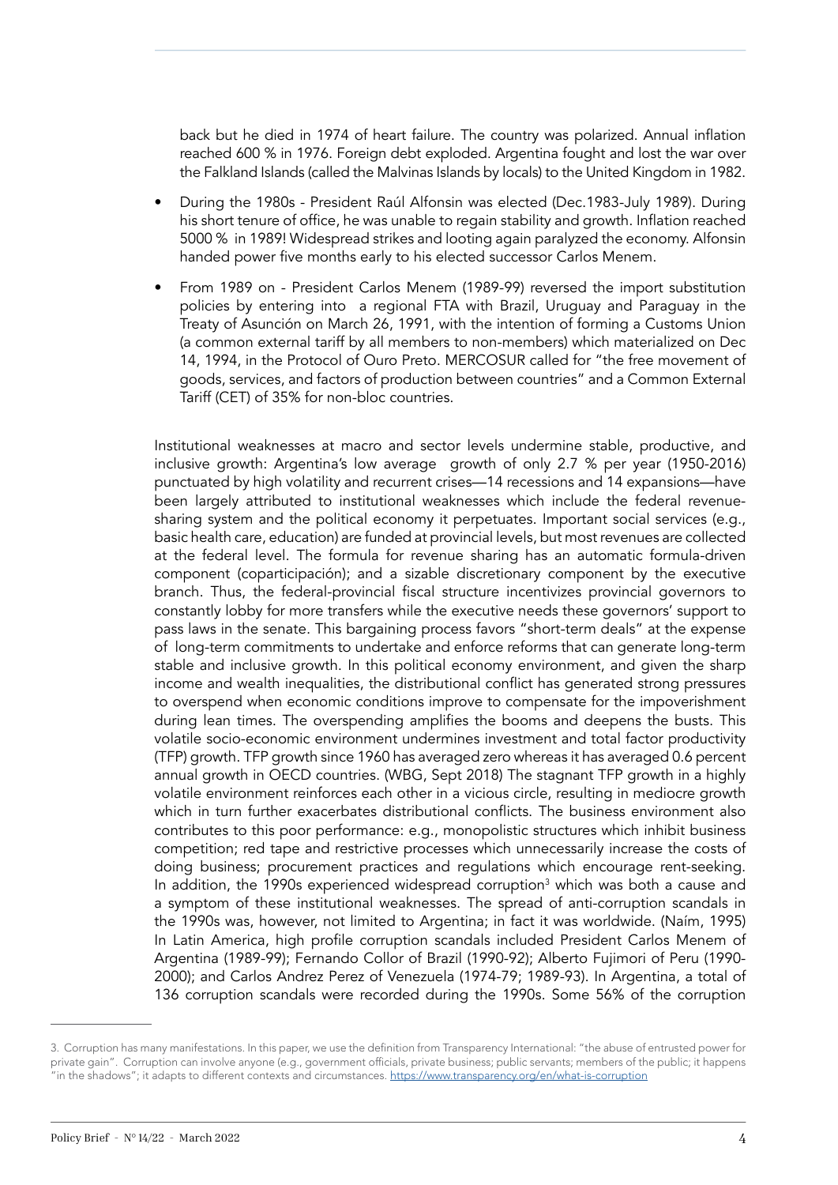back but he died in 1974 of heart failure. The country was polarized. Annual inflation reached 600 % in 1976. Foreign debt exploded. Argentina fought and lost the war over the Falkland Islands (called the Malvinas Islands by locals) to the United Kingdom in 1982.

- During the 1980s - President Raúl Alfonsin was elected (Dec.1983-July 1989). During his short tenure of office, he was unable to regain stability and growth. Inflation reached 5000 % in 1989! Widespread strikes and looting again paralyzed the economy. Alfonsin handed power five months early to his elected successor Carlos Menem.
- From 1989 on - President Carlos Menem (1989-99) reversed the import substitution policies by entering into a regional FTA with Brazil, Uruguay and Paraguay in the Treaty of Asunción on March 26, 1991, with the intention of forming a Customs Union (a common external tariff by all members to non-members) which materialized on Dec 14, 1994, in the Protocol of Ouro Preto. MERCOSUR called for "the free movement of goods, services, and factors of production between countries" and a Common External Tariff (CET) of 35% for non-bloc countries.

Institutional weaknesses at macro and sector levels undermine stable, productive, and inclusive growth: Argentina's low average growth of only 2.7 % per year (1950-2016) punctuated by high volatility and recurrent crises—14 recessions and 14 expansions—have been largely attributed to institutional weaknesses which include the federal revenue-sharing system and the political economy it perpetuates. Important social services (e.g., basic health care, education) are funded at provincial levels, but most revenues are collected at the federal level. The formula for revenue sharing has an automatic formula-driven component (coparticipación); and a sizable discretionary component by the executive branch. Thus, the federal-provincial fiscal structure incentivizes provincial governors to constantly lobby for more transfers while the executive needs these governors' support to pass laws in the senate. This bargaining process favors "short-term deals" at the expense of long-term commitments to undertake and enforce reforms that can generate long-term stable and inclusive growth. In this political economy environment, and given the sharp income and wealth inequalities, the distributional conflict has generated strong pressures to overspend when economic conditions improve to compensate for the impoverishment during lean times. The overspending amplifies the booms and deepens the busts. This volatile socio-economic environment undermines investment and total factor productivity (TFP) growth. TFP growth since 1960 has averaged zero whereas it has averaged 0.6 percent annual growth in OECD countries. (WBG, Sept 2018) The stagnant TFP growth in a highly volatile environment reinforces each other in a vicious circle, resulting in mediocre growth which in turn further exacerbates distributional conflicts. The business environment also contributes to this poor performance: e.g., monopolistic structures which inhibit business competition; red tape and restrictive processes which unnecessarily increase the costs of doing business; procurement practices and regulations which encourage rent-seeking. In addition, the 1990s experienced widespread corruption[3] which was both a cause and a symptom of these institutional weaknesses. The spread of anti-corruption scandals in the 1990s was, however, not limited to Argentina; in fact it was worldwide. (Naím, 1995) In Latin America, high profile corruption scandals included President Carlos Menem of Argentina (1989-99); Fernando Collor of Brazil (1990-92); Alberto Fujimori of Peru (1990-2000); and Carlos Andrez Perez of Venezuela (1974-79; 1989-93). In Argentina, a total of 136 corruption scandals were recorded during the 1990s. Some 56% of the corruption

---

3. Corruption has many manifestations. In this paper, we use the definition from Transparency International: "the abuse of entrusted power for private gain". Corruption can involve anyone (e.g., government officials, private business; public servants; members of the public; it happens "in the shadows"; it adapts to different contexts and circumstances. https://www.transparency.org/en/what-is-corruption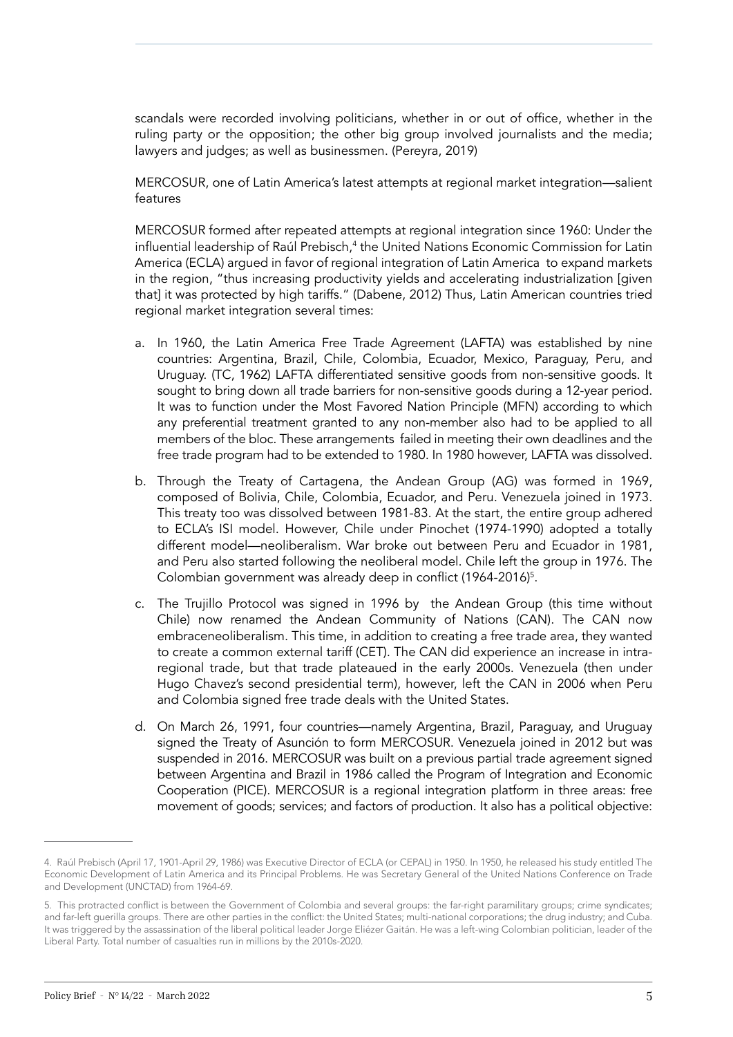scandals were recorded involving politicians, whether in or out of office, whether in the ruling party or the opposition; the other big group involved journalists and the media; lawyers and judges; as well as businessmen. (Pereyra, 2019)

MERCOSUR, one of Latin America's latest attempts at regional market integration—salient features

MERCOSUR formed after repeated attempts at regional integration since 1960: Under the influential leadership of Raúl Prebisch,[4] the United Nations Economic Commission for Latin America (ECLA) argued in favor of regional integration of Latin America to expand markets in the region, "thus increasing productivity yields and accelerating industrialization [given that] it was protected by high tariffs." (Dabene, 2012) Thus, Latin American countries tried regional market integration several times:

a. In 1960, the Latin America Free Trade Agreement (LAFTA) was established by nine countries: Argentina, Brazil, Chile, Colombia, Ecuador, Mexico, Paraguay, Peru, and Uruguay. (TC, 1962) LAFTA differentiated sensitive goods from non-sensitive goods. It sought to bring down all trade barriers for non-sensitive goods during a 12-year period. It was to function under the Most Favored Nation Principle (MFN) according to which any preferential treatment granted to any non-member also had to be applied to all members of the bloc. These arrangements failed in meeting their own deadlines and the free trade program had to be extended to 1980. In 1980 however, LAFTA was dissolved.

b. Through the Treaty of Cartagena, the Andean Group (AG) was formed in 1969, composed of Bolivia, Chile, Colombia, Ecuador, and Peru. Venezuela joined in 1973. This treaty too was dissolved between 1981-83. At the start, the entire group adhered to ECLA's ISI model. However, Chile under Pinochet (1974-1990) adopted a totally different model—neoliberalism. War broke out between Peru and Ecuador in 1981, and Peru also started following the neoliberal model. Chile left the group in 1976. The Colombian government was already deep in conflict (1964-2016)[5].

c. The Trujillo Protocol was signed in 1996 by the Andean Group (this time without Chile) now renamed the Andean Community of Nations (CAN). The CAN now embraceneoliberalism. This time, in addition to creating a free trade area, they wanted to create a common external tariff (CET). The CAN did experience an increase in intra-regional trade, but that trade plateaued in the early 2000s. Venezuela (then under Hugo Chavez's second presidential term), however, left the CAN in 2006 when Peru and Colombia signed free trade deals with the United States.

d. On March 26, 1991, four countries—namely Argentina, Brazil, Paraguay, and Uruguay signed the Treaty of Asunción to form MERCOSUR. Venezuela joined in 2012 but was suspended in 2016. MERCOSUR was built on a previous partial trade agreement signed between Argentina and Brazil in 1986 called the Program of Integration and Economic Cooperation (PICE). MERCOSUR is a regional integration platform in three areas: free movement of goods; services; and factors of production. It also has a political objective:

---

4. Raúl Prebisch (April 17, 1901-April 29, 1986) was Executive Director of ECLA (or CEPAL) in 1950. In 1950, he released his study entitled The Economic Development of Latin America and its Principal Problems. He was Secretary General of the United Nations Conference on Trade and Development (UNCTAD) from 1964-69.

5. This protracted conflict is between the Government of Colombia and several groups: the far-right paramilitary groups; crime syndicates; and far-left guerilla groups. There are other parties in the conflict: the United States; multi-national corporations; the drug industry; and Cuba. It was triggered by the assassination of the liberal political leader Jorge Eliézer Gaitán. He was a left-wing Colombian politician, leader of the Liberal Party. Total number of casualties run in millions by the 2010s-2020.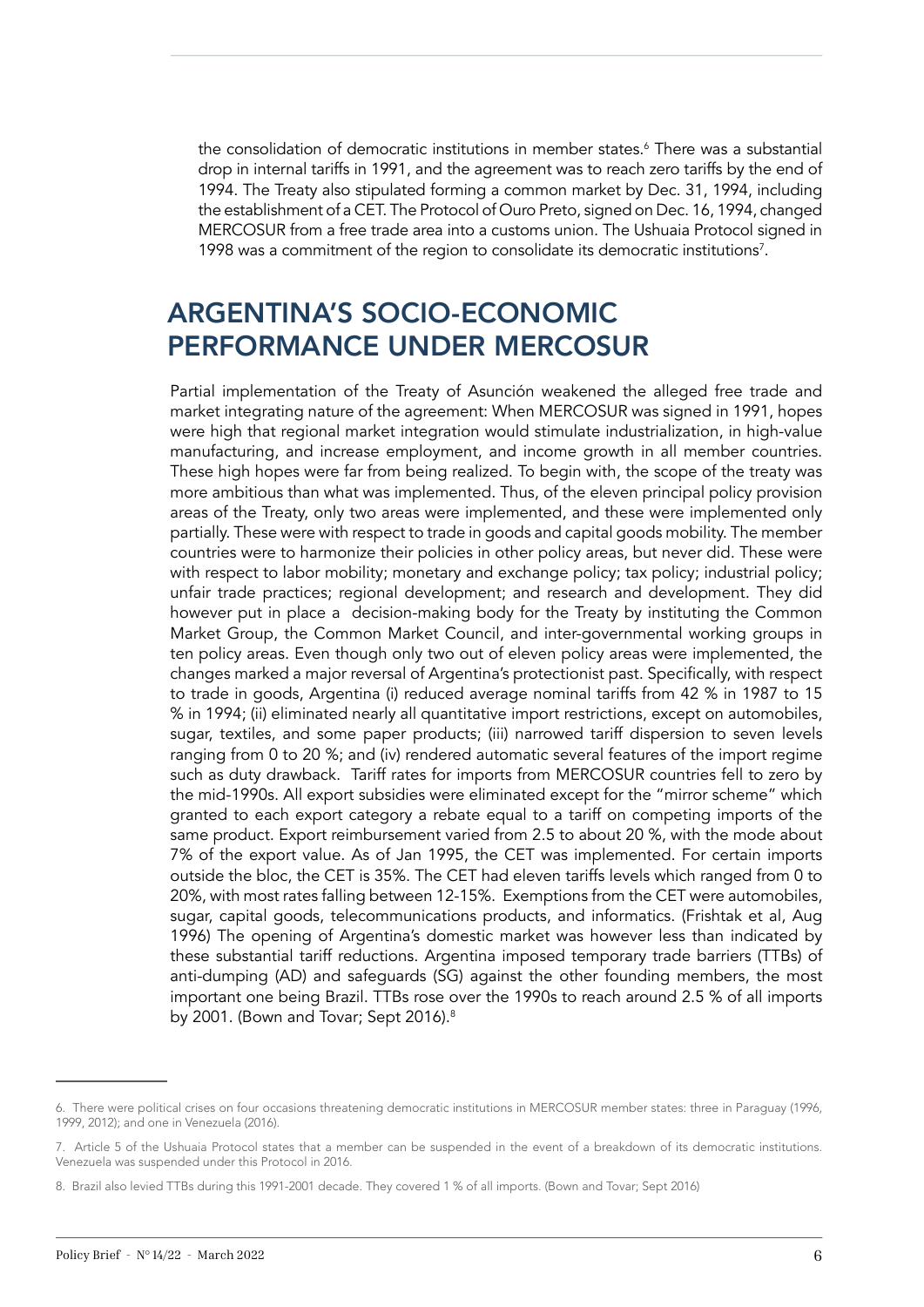the consolidation of democratic institutions in member states.[6] There was a substantial drop in internal tariffs in 1991, and the agreement was to reach zero tariffs by the end of 1994. The Treaty also stipulated forming a common market by Dec. 31, 1994, including the establishment of a CET. The Protocol of Ouro Preto, signed on Dec. 16, 1994, changed MERCOSUR from a free trade area into a customs union. The Ushuaia Protocol signed in 1998 was a commitment of the region to consolidate its democratic institutions[7].

## ARGENTINA'S SOCIO-ECONOMIC PERFORMANCE UNDER MERCOSUR

Partial implementation of the Treaty of Asunción weakened the alleged free trade and market integrating nature of the agreement: When MERCOSUR was signed in 1991, hopes were high that regional market integration would stimulate industrialization, in high-value manufacturing, and increase employment, and income growth in all member countries. These high hopes were far from being realized. To begin with, the scope of the treaty was more ambitious than what was implemented. Thus, of the eleven principal policy provision areas of the Treaty, only two areas were implemented, and these were implemented only partially. These were with respect to trade in goods and capital goods mobility. The member countries were to harmonize their policies in other policy areas, but never did. These were with respect to labor mobility; monetary and exchange policy; tax policy; industrial policy; unfair trade practices; regional development; and research and development. They did however put in place a decision-making body for the Treaty by instituting the Common Market Group, the Common Market Council, and inter-governmental working groups in ten policy areas. Even though only two out of eleven policy areas were implemented, the changes marked a major reversal of Argentina's protectionist past. Specifically, with respect to trade in goods, Argentina (i) reduced average nominal tariffs from 42 % in 1987 to 15 % in 1994; (ii) eliminated nearly all quantitative import restrictions, except on automobiles, sugar, textiles, and some paper products; (iii) narrowed tariff dispersion to seven levels ranging from 0 to 20 %; and (iv) rendered automatic several features of the import regime such as duty drawback. Tariff rates for imports from MERCOSUR countries fell to zero by the mid-1990s. All export subsidies were eliminated except for the "mirror scheme" which granted to each export category a rebate equal to a tariff on competing imports of the same product. Export reimbursement varied from 2.5 to about 20 %, with the mode about 7% of the export value. As of Jan 1995, the CET was implemented. For certain imports outside the bloc, the CET is 35%. The CET had eleven tariffs levels which ranged from 0 to 20%, with most rates falling between 12-15%. Exemptions from the CET were automobiles, sugar, capital goods, telecommunications products, and informatics. (Frishtak et al, Aug 1996) The opening of Argentina's domestic market was however less than indicated by these substantial tariff reductions. Argentina imposed temporary trade barriers (TTBs) of anti-dumping (AD) and safeguards (SG) against the other founding members, the most important one being Brazil. TTBs rose over the 1990s to reach around 2.5 % of all imports by 2001. (Bown and Tovar; Sept 2016).[8]

---

6. There were political crises on four occasions threatening democratic institutions in MERCOSUR member states: three in Paraguay (1996, 1999, 2012); and one in Venezuela (2016).

7. Article 5 of the Ushuaia Protocol states that a member can be suspended in the event of a breakdown of its democratic institutions. Venezuela was suspended under this Protocol in 2016.

8. Brazil also levied TTBs during this 1991-2001 decade. They covered 1 % of all imports. (Bown and Tovar; Sept 2016)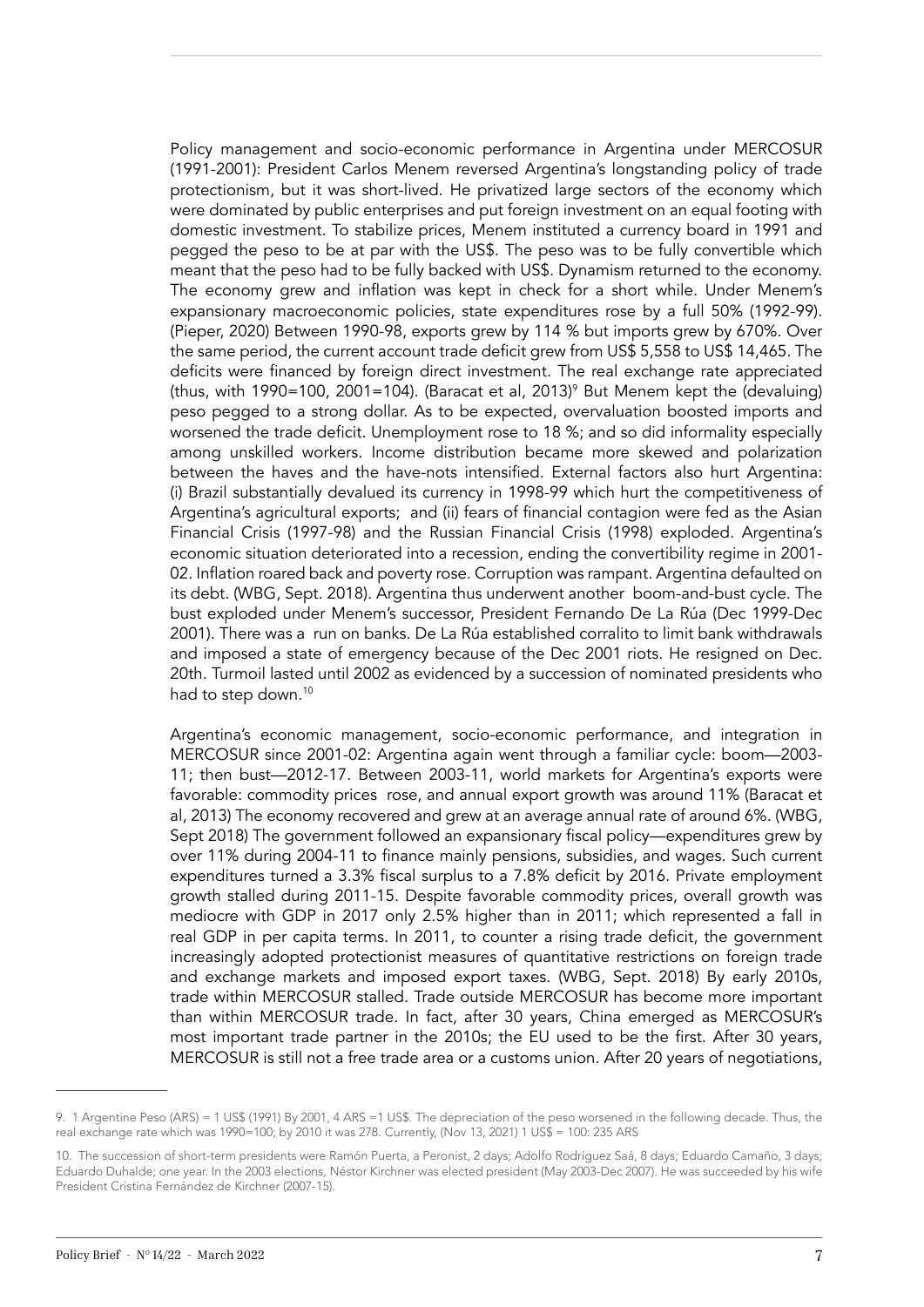Policy management and socio-economic performance in Argentina under MERCOSUR (1991-2001): President Carlos Menem reversed Argentina's longstanding policy of trade protectionism, but it was short-lived. He privatized large sectors of the economy which were dominated by public enterprises and put foreign investment on an equal footing with domestic investment. To stabilize prices, Menem instituted a currency board in 1991 and pegged the peso to be at par with the US$. The peso was to be fully convertible which meant that the peso had to be fully backed with US$. Dynamism returned to the economy. The economy grew and inflation was kept in check for a short while. Under Menem's expansionary macroeconomic policies, state expenditures rose by a full 50% (1992-99). (Pieper, 2020) Between 1990-98, exports grew by 114 % but imports grew by 670%. Over the same period, the current account trade deficit grew from US$ 5,558 to US$ 14,465. The deficits were financed by foreign direct investment. The real exchange rate appreciated (thus, with 1990=100, 2001=104). (Baracat et al, 2013)[9] But Menem kept the (devaluing) peso pegged to a strong dollar. As to be expected, overvaluation boosted imports and worsened the trade deficit. Unemployment rose to 18 %; and so did informality especially among unskilled workers. Income distribution became more skewed and polarization between the haves and the have-nots intensified. External factors also hurt Argentina: (i) Brazil substantially devalued its currency in 1998-99 which hurt the competitiveness of Argentina's agricultural exports; and (ii) fears of financial contagion were fed as the Asian Financial Crisis (1997-98) and the Russian Financial Crisis (1998) exploded. Argentina's economic situation deteriorated into a recession, ending the convertibility regime in 2001-02. Inflation roared back and poverty rose. Corruption was rampant. Argentina defaulted on its debt. (WBG, Sept. 2018). Argentina thus underwent another boom-and-bust cycle. The bust exploded under Menem's successor, President Fernando De La Rúa (Dec 1999-Dec 2001). There was a run on banks. De La Rúa established corralito to limit bank withdrawals and imposed a state of emergency because of the Dec 2001 riots. He resigned on Dec. 20th. Turmoil lasted until 2002 as evidenced by a succession of nominated presidents who had to step down.[10]

Argentina's economic management, socio-economic performance, and integration in MERCOSUR since 2001-02: Argentina again went through a familiar cycle: boom—2003-11; then bust—2012-17. Between 2003-11, world markets for Argentina's exports were favorable: commodity prices rose, and annual export growth was around 11% (Baracat et al, 2013) The economy recovered and grew at an average annual rate of around 6%. (WBG, Sept 2018) The government followed an expansionary fiscal policy—expenditures grew by over 11% during 2004-11 to finance mainly pensions, subsidies, and wages. Such current expenditures turned a 3.3% fiscal surplus to a 7.8% deficit by 2016. Private employment growth stalled during 2011-15. Despite favorable commodity prices, overall growth was mediocre with GDP in 2017 only 2.5% higher than in 2011; which represented a fall in real GDP in per capita terms. In 2011, to counter a rising trade deficit, the government increasingly adopted protectionist measures of quantitative restrictions on foreign trade and exchange markets and imposed export taxes. (WBG, Sept. 2018) By early 2010s, trade within MERCOSUR stalled. Trade outside MERCOSUR has become more important than within MERCOSUR trade. In fact, after 30 years, China emerged as MERCOSUR's most important trade partner in the 2010s; the EU used to be the first. After 30 years, MERCOSUR is still not a free trade area or a customs union. After 20 years of negotiations,

---

9. 1 Argentine Peso (ARS) = 1 US$ (1991) By 2001, 4 ARS =1 US$. The depreciation of the peso worsened in the following decade. Thus, the real exchange rate which was 1990=100; by 2010 it was 278. Currently, (Nov 13, 2021) 1 US$ = 100: 235 ARS

10. The succession of short-term presidents were Ramón Puerta, a Peronist, 2 days; Adolfo Rodríguez Saá, 8 days; Eduardo Camaño, 3 days; Eduardo Duhalde; one year. In the 2003 elections, Néstor Kirchner was elected president (May 2003-Dec 2007). He was succeeded by his wife President Cristina Fernández de Kirchner (2007-15).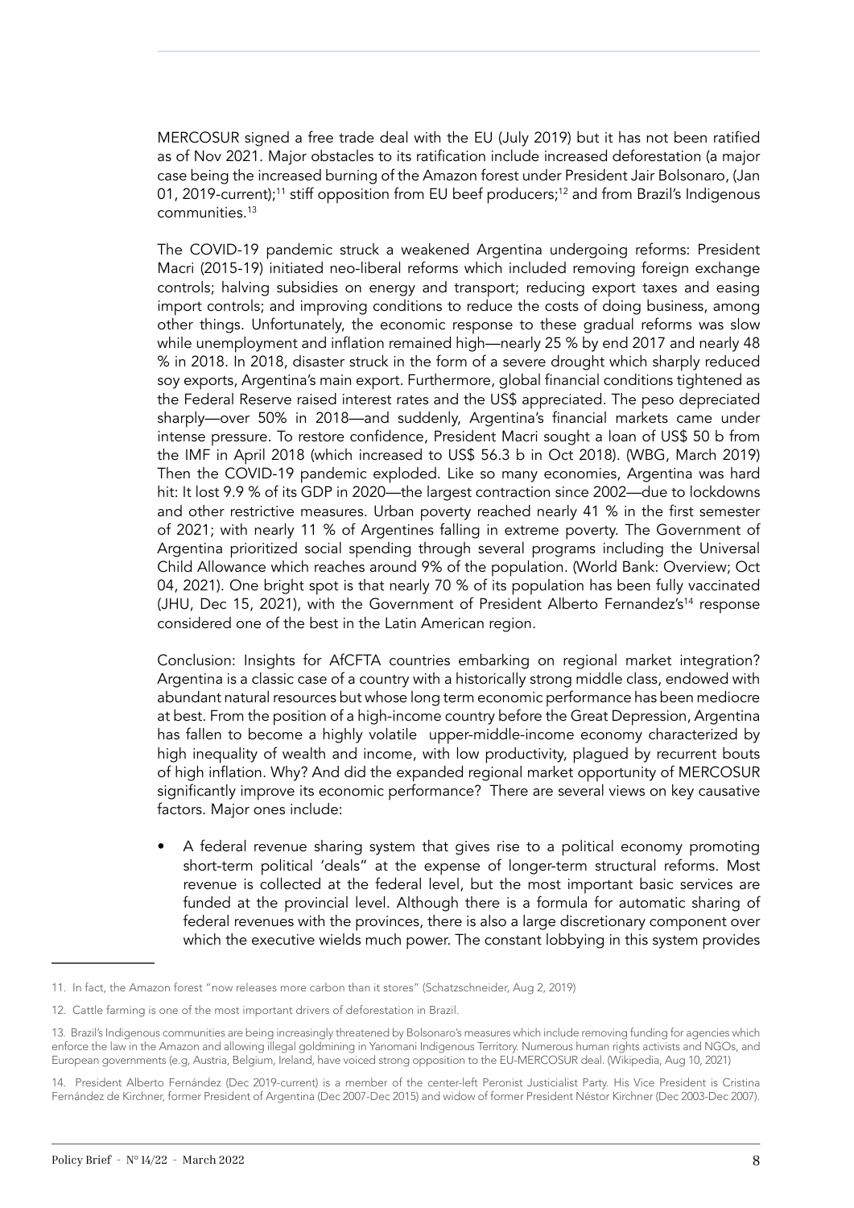MERCOSUR signed a free trade deal with the EU (July 2019) but it has not been ratified as of Nov 2021. Major obstacles to its ratification include increased deforestation (a major case being the increased burning of the Amazon forest under President Jair Bolsonaro, (Jan 01, 2019-current);[11] stiff opposition from EU beef producers;[12] and from Brazil's Indigenous communities.[13]

The COVID-19 pandemic struck a weakened Argentina undergoing reforms: President Macri (2015-19) initiated neo-liberal reforms which included removing foreign exchange controls; halving subsidies on energy and transport; reducing export taxes and easing import controls; and improving conditions to reduce the costs of doing business, among other things. Unfortunately, the economic response to these gradual reforms was slow while unemployment and inflation remained high—nearly 25 % by end 2017 and nearly 48 % in 2018. In 2018, disaster struck in the form of a severe drought which sharply reduced soy exports, Argentina's main export. Furthermore, global financial conditions tightened as the Federal Reserve raised interest rates and the US$ appreciated. The peso depreciated sharply—over 50% in 2018—and suddenly, Argentina's financial markets came under intense pressure. To restore confidence, President Macri sought a loan of US$ 50 b from the IMF in April 2018 (which increased to US$ 56.3 b in Oct 2018). (WBG, March 2019) Then the COVID-19 pandemic exploded. Like so many economies, Argentina was hard hit: It lost 9.9 % of its GDP in 2020—the largest contraction since 2002—due to lockdowns and other restrictive measures. Urban poverty reached nearly 41 % in the first semester of 2021; with nearly 11 % of Argentines falling in extreme poverty. The Government of Argentina prioritized social spending through several programs including the Universal Child Allowance which reaches around 9% of the population. (World Bank: Overview; Oct 04, 2021). One bright spot is that nearly 70 % of its population has been fully vaccinated (JHU, Dec 15, 2021), with the Government of President Alberto Fernandez's[14] response considered one of the best in the Latin American region.

Conclusion: Insights for AfCFTA countries embarking on regional market integration? Argentina is a classic case of a country with a historically strong middle class, endowed with abundant natural resources but whose long term economic performance has been mediocre at best. From the position of a high-income country before the Great Depression, Argentina has fallen to become a highly volatile upper-middle-income economy characterized by high inequality of wealth and income, with low productivity, plagued by recurrent bouts of high inflation. Why? And did the expanded regional market opportunity of MERCOSUR significantly improve its economic performance? There are several views on key causative factors. Major ones include:

- A federal revenue sharing system that gives rise to a political economy promoting short-term political 'deals" at the expense of longer-term structural reforms. Most revenue is collected at the federal level, but the most important basic services are funded at the provincial level. Although there is a formula for automatic sharing of federal revenues with the provinces, there is also a large discretionary component over which the executive wields much power. The constant lobbying in this system provides

---

11. In fact, the Amazon forest "now releases more carbon than it stores" (Schatzschneider, Aug 2, 2019)

12. Cattle farming is one of the most important drivers of deforestation in Brazil.

13. Brazil's Indigenous communities are being increasingly threatened by Bolsonaro's measures which include removing funding for agencies which enforce the law in the Amazon and allowing illegal goldmining in Yanomani Indigenous Territory. Numerous human rights activists and NGOs, and European governments (e.g, Austria, Belgium, Ireland, have voiced strong opposition to the EU-MERCOSUR deal. (Wikipedia, Aug 10, 2021)

14. President Alberto Fernández (Dec 2019-current) is a member of the center-left Peronist Justicialist Party. His Vice President is Cristina Fernández de Kirchner, former President of Argentina (Dec 2007-Dec 2015) and widow of former President Néstor Kirchner (Dec 2003-Dec 2007).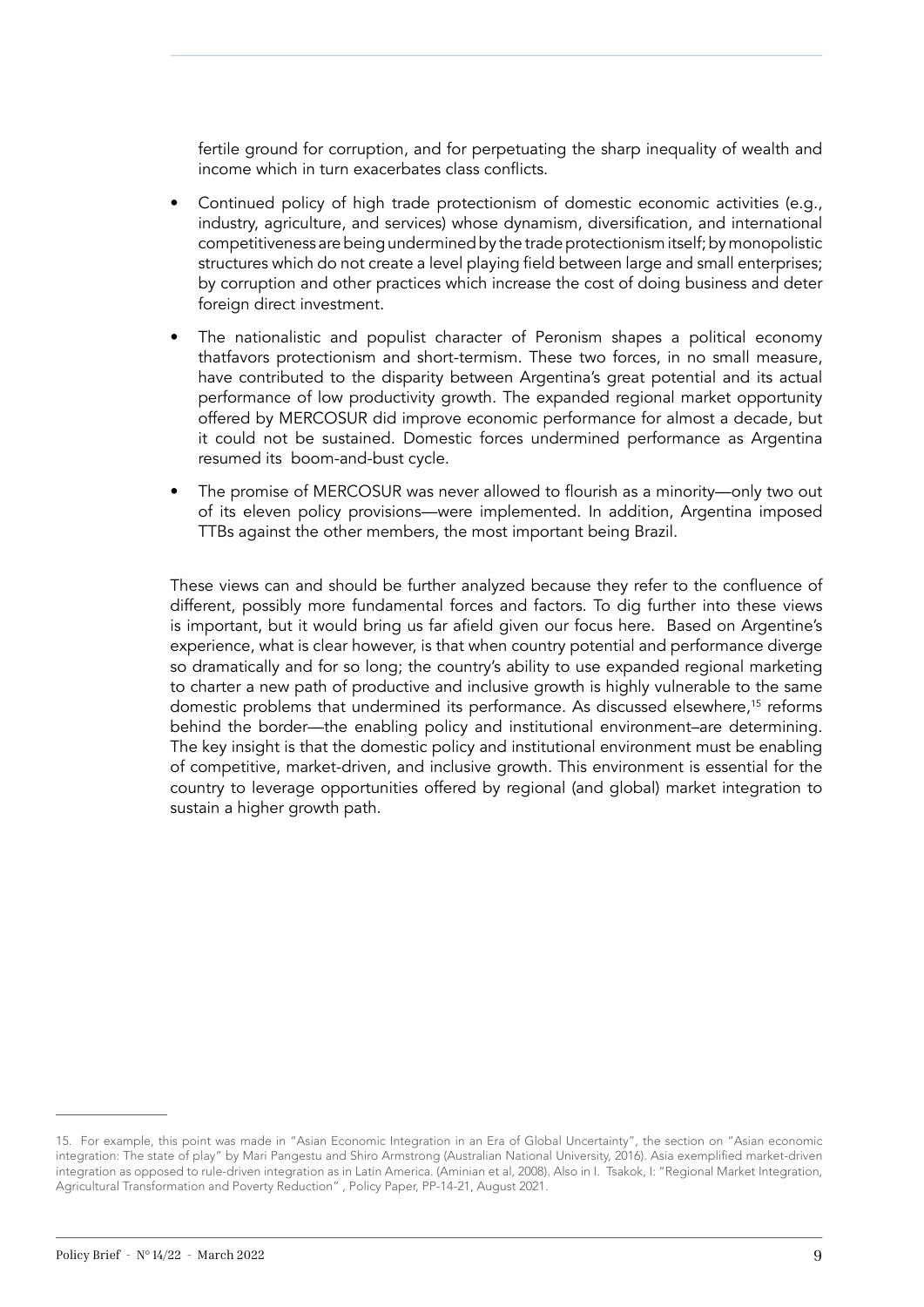fertile ground for corruption, and for perpetuating the sharp inequality of wealth and income which in turn exacerbates class conflicts.

- Continued policy of high trade protectionism of domestic economic activities (e.g., industry, agriculture, and services) whose dynamism, diversification, and international competitiveness are being undermined by the trade protectionism itself; by monopolistic structures which do not create a level playing field between large and small enterprises; by corruption and other practices which increase the cost of doing business and deter foreign direct investment.
- The nationalistic and populist character of Peronism shapes a political economy thatfavors protectionism and short-termism. These two forces, in no small measure, have contributed to the disparity between Argentina's great potential and its actual performance of low productivity growth. The expanded regional market opportunity offered by MERCOSUR did improve economic performance for almost a decade, but it could not be sustained. Domestic forces undermined performance as Argentina resumed its boom-and-bust cycle.
- The promise of MERCOSUR was never allowed to flourish as a minority—only two out of its eleven policy provisions—were implemented. In addition, Argentina imposed TTBs against the other members, the most important being Brazil.

These views can and should be further analyzed because they refer to the confluence of different, possibly more fundamental forces and factors. To dig further into these views is important, but it would bring us far afield given our focus here. Based on Argentine's experience, what is clear however, is that when country potential and performance diverge so dramatically and for so long; the country's ability to use expanded regional marketing to charter a new path of productive and inclusive growth is highly vulnerable to the same domestic problems that undermined its performance. As discussed elsewhere,[15] reforms behind the border—the enabling policy and institutional environment–are determining. The key insight is that the domestic policy and institutional environment must be enabling of competitive, market-driven, and inclusive growth. This environment is essential for the country to leverage opportunities offered by regional (and global) market integration to sustain a higher growth path.

---

15. For example, this point was made in "Asian Economic Integration in an Era of Global Uncertainty", the section on "Asian economic integration: The state of play" by Mari Pangestu and Shiro Armstrong (Australian National University, 2016). Asia exemplified market-driven integration as opposed to rule-driven integration as in Latin America. (Aminian et al, 2008). Also in I. Tsakok, I: "Regional Market Integration, Agricultural Transformation and Poverty Reduction" , Policy Paper, PP-14-21, August 2021.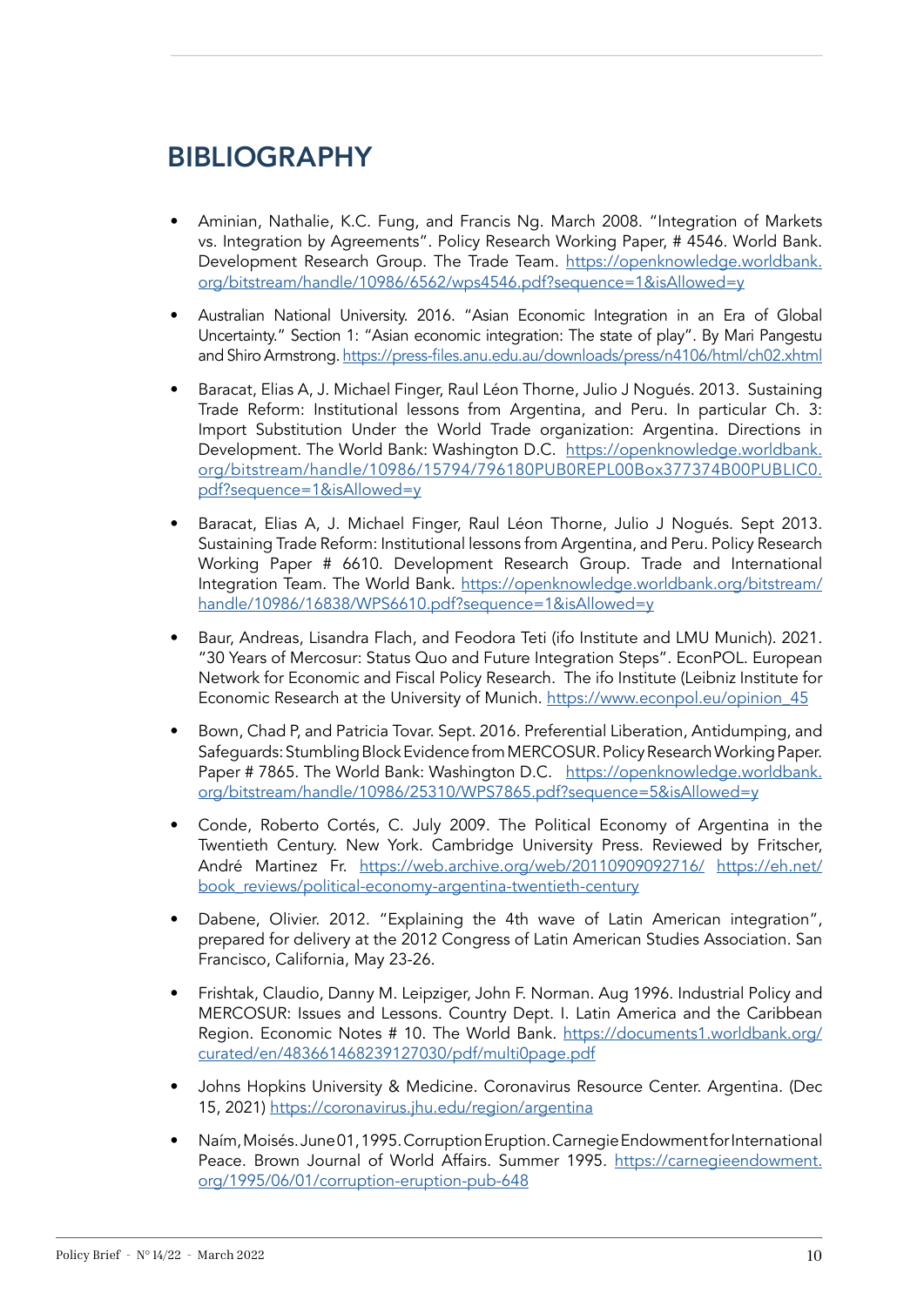# BIBLIOGRAPHY

- Aminian, Nathalie, K.C. Fung, and Francis Ng. March 2008. "Integration of Markets vs. Integration by Agreements". Policy Research Working Paper, # 4546. World Bank. Development Research Group. The Trade Team. https://openknowledge.worldbank.org/bitstream/handle/10986/6562/wps4546.pdf?sequence=1&isAllowed=y

- Australian National University. 2016. "Asian Economic Integration in an Era of Global Uncertainty." Section 1: "Asian economic integration: The state of play". By Mari Pangestu and Shiro Armstrong. https://press-files.anu.edu.au/downloads/press/n4106/html/ch02.xhtml

- Baracat, Elias A, J. Michael Finger, Raul Léon Thorne, Julio J Nogués. 2013. Sustaining Trade Reform: Institutional lessons from Argentina, and Peru. In particular Ch. 3: Import Substitution Under the World Trade organization: Argentina. Directions in Development. The World Bank: Washington D.C. https://openknowledge.worldbank.org/bitstream/handle/10986/15794/796180PUB0REPL00Box377374B00PUBLIC0.pdf?sequence=1&isAllowed=y

- Baracat, Elias A, J. Michael Finger, Raul Léon Thorne, Julio J Nogués. Sept 2013. Sustaining Trade Reform: Institutional lessons from Argentina, and Peru. Policy Research Working Paper # 6610. Development Research Group. Trade and International Integration Team. The World Bank. https://openknowledge.worldbank.org/bitstream/handle/10986/16838/WPS6610.pdf?sequence=1&isAllowed=y

- Baur, Andreas, Lisandra Flach, and Feodora Teti (ifo Institute and LMU Munich). 2021. "30 Years of Mercosur: Status Quo and Future Integration Steps". EconPOL. European Network for Economic and Fiscal Policy Research. The ifo Institute (Leibniz Institute for Economic Research at the University of Munich. https://www.econpol.eu/opinion_45

- Bown, Chad P, and Patricia Tovar. Sept. 2016. Preferential Liberation, Antidumping, and Safeguards: Stumbling Block Evidence from MERCOSUR. Policy Research Working Paper. Paper # 7865. The World Bank: Washington D.C. https://openknowledge.worldbank.org/bitstream/handle/10986/25310/WPS7865.pdf?sequence=5&isAllowed=y

- Conde, Roberto Cortés, C. July 2009. The Political Economy of Argentina in the Twentieth Century. New York. Cambridge University Press. Reviewed by Fritscher, André Martinez Fr. https://web.archive.org/web/20110909092716/ https://eh.net/book_reviews/political-economy-argentina-twentieth-century

- Dabene, Olivier. 2012. "Explaining the 4th wave of Latin American integration", prepared for delivery at the 2012 Congress of Latin American Studies Association. San Francisco, California, May 23-26.

- Frishtak, Claudio, Danny M. Leipziger, John F. Norman. Aug 1996. Industrial Policy and MERCOSUR: Issues and Lessons. Country Dept. I. Latin America and the Caribbean Region. Economic Notes # 10. The World Bank. https://documents1.worldbank.org/curated/en/483661468239127030/pdf/multi0page.pdf

- Johns Hopkins University & Medicine. Coronavirus Resource Center. Argentina. (Dec 15, 2021) https://coronavirus.jhu.edu/region/argentina

- Naím, Moisés. June 01, 1995. Corruption Eruption. Carnegie Endowment for International Peace. Brown Journal of World Affairs. Summer 1995. https://carnegieendowment.org/1995/06/01/corruption-eruption-pub-648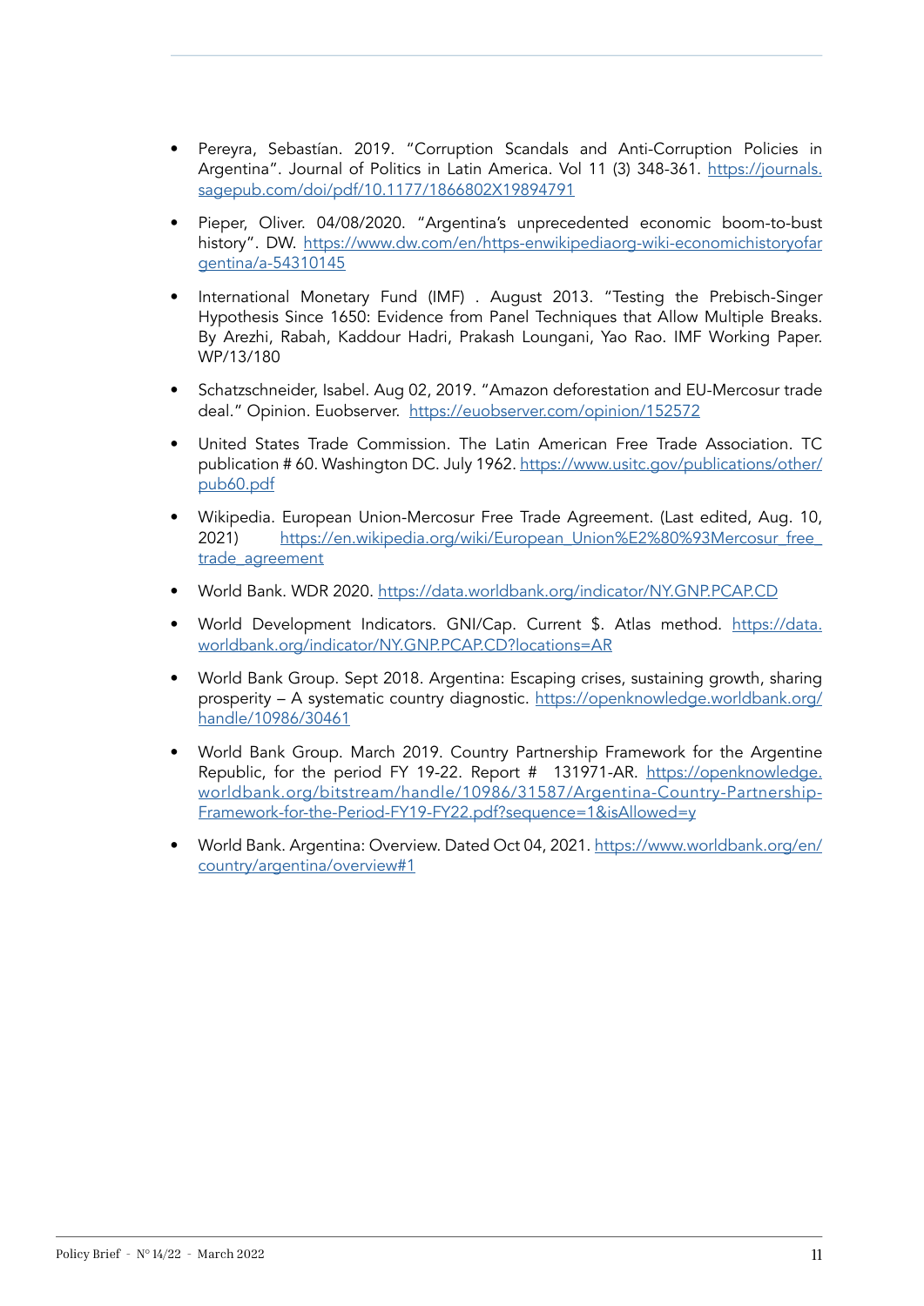- Pereyra, Sebastían. 2019. "Corruption Scandals and Anti-Corruption Policies in Argentina". Journal of Politics in Latin America. Vol 11 (3) 348-361. https://journals.sagepub.com/doi/pdf/10.1177/1866802X19894791

- Pieper, Oliver. 04/08/2020. "Argentina's unprecedented economic boom-to-bust history". DW. https://www.dw.com/en/https-enwikipediaorg-wiki-economichistoryofargentina/a-54310145

- International Monetary Fund (IMF) . August 2013. "Testing the Prebisch-Singer Hypothesis Since 1650: Evidence from Panel Techniques that Allow Multiple Breaks. By Arezhi, Rabah, Kaddour Hadri, Prakash Loungani, Yao Rao. IMF Working Paper. WP/13/180

- Schatzschneider, Isabel. Aug 02, 2019. "Amazon deforestation and EU-Mercosur trade deal." Opinion. Euobserver. https://euobserver.com/opinion/152572

- United States Trade Commission. The Latin American Free Trade Association. TC publication # 60. Washington DC. July 1962. https://www.usitc.gov/publications/other/pub60.pdf

- Wikipedia. European Union-Mercosur Free Trade Agreement. (Last edited, Aug. 10, 2021) https://en.wikipedia.org/wiki/European_Union%E2%80%93Mercosur_free_trade_agreement

- World Bank. WDR 2020. https://data.worldbank.org/indicator/NY.GNP.PCAP.CD

- World Development Indicators. GNI/Cap. Current $. Atlas method. https://data.worldbank.org/indicator/NY.GNP.PCAP.CD?locations=AR

- World Bank Group. Sept 2018. Argentina: Escaping crises, sustaining growth, sharing prosperity – A systematic country diagnostic. https://openknowledge.worldbank.org/handle/10986/30461

- World Bank Group. March 2019. Country Partnership Framework for the Argentine Republic, for the period FY 19-22. Report # 131971-AR. https://openknowledge.worldbank.org/bitstream/handle/10986/31587/Argentina-Country-Partnership-Framework-for-the-Period-FY19-FY22.pdf?sequence=1&isAllowed=y

- World Bank. Argentina: Overview. Dated Oct 04, 2021. https://www.worldbank.org/en/country/argentina/overview#1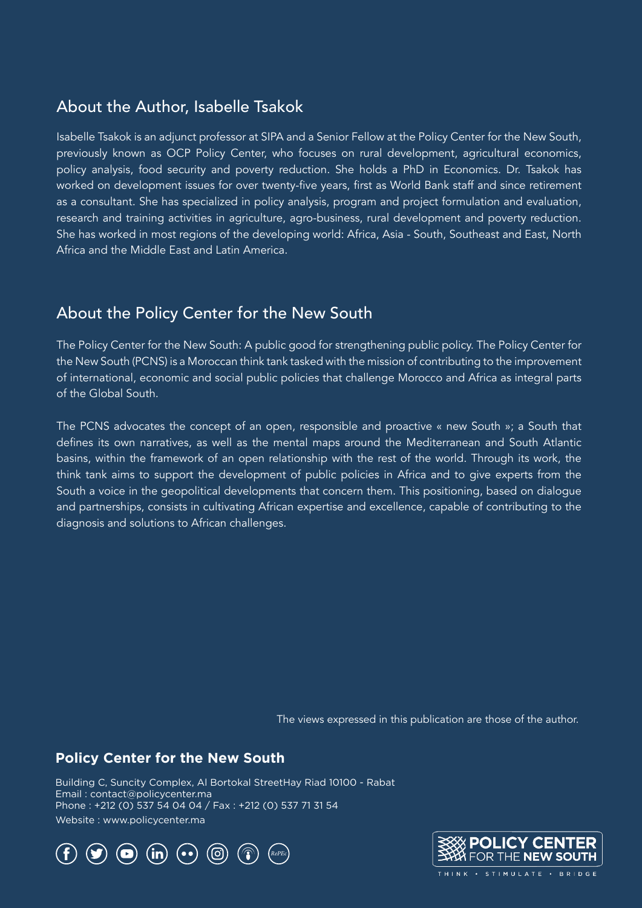## About the Author, Isabelle Tsakok

Isabelle Tsakok is an adjunct professor at SIPA and a Senior Fellow at the Policy Center for the New South, previously known as OCP Policy Center, who focuses on rural development, agricultural economics, policy analysis, food security and poverty reduction. She holds a PhD in Economics. Dr. Tsakok has worked on development issues for over twenty-five years, first as World Bank staff and since retirement as a consultant. She has specialized in policy analysis, program and project formulation and evaluation, research and training activities in agriculture, agro-business, rural development and poverty reduction. She has worked in most regions of the developing world: Africa, Asia - South, Southeast and East, North Africa and the Middle East and Latin America.

## About the Policy Center for the New South

The Policy Center for the New South: A public good for strengthening public policy. The Policy Center for the New South (PCNS) is a Moroccan think tank tasked with the mission of contributing to the improvement of international, economic and social public policies that challenge Morocco and Africa as integral parts of the Global South.

The PCNS advocates the concept of an open, responsible and proactive « new South »; a South that defines its own narratives, as well as the mental maps around the Mediterranean and South Atlantic basins, within the framework of an open relationship with the rest of the world. Through its work, the think tank aims to support the development of public policies in Africa and to give experts from the South a voice in the geopolitical developments that concern them. This positioning, based on dialogue and partnerships, consists in cultivating African expertise and excellence, capable of contributing to the diagnosis and solutions to African challenges.

The views expressed in this publication are those of the author.

**Policy Center for the New South**

Building C, Suncity Complex, Al Bortokal StreetHay Riad 10100 - Rabat
Email : contact@policycenter.ma
Phone : +212 (0) 537 54 04 04 / Fax : +212 (0) 537 71 31 54
Website : www.policycenter.ma

POLICY CENTER FOR THE NEW SOUTH

THINK • STIMULATE • BRIDGE